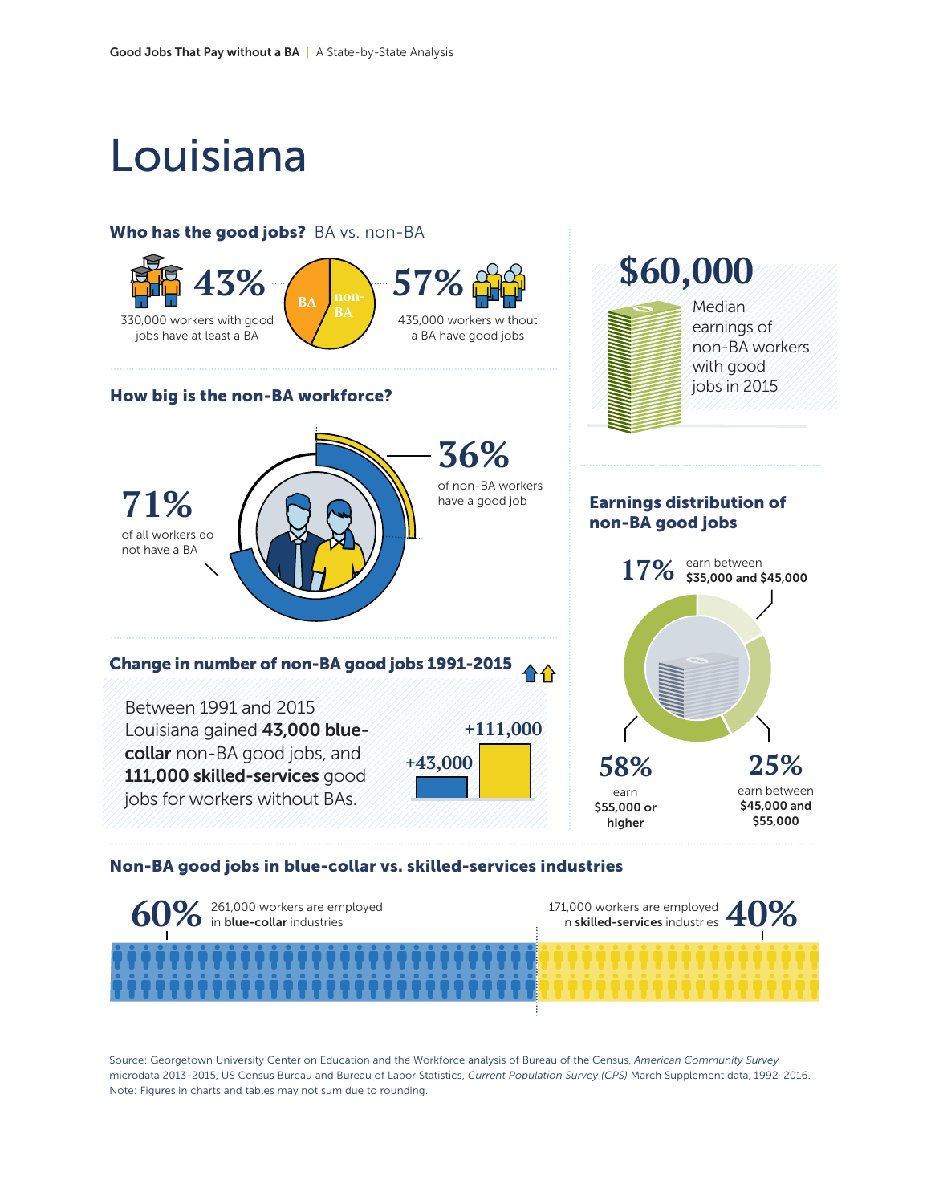# Louisiana

## Who has the good jobs? BA vs. non-BA

**43%** 330,000 workers with good jobs have at least a BA

BA | non-BA

**57%** 435,000 workers without a BA have good jobs

## How big is the non-BA workforce?

**71%** of all workers do not have a BA

**36%** of non-BA workers have a good job

## Change in number of non-BA good jobs 1991-2015

Between 1991 and 2015 Louisiana gained **43,000 blue-collar** non-BA good jobs, and **111,000 skilled-services** good jobs for workers without BAs.

+43,000

+111,000

## $60,000

Median earnings of non-BA workers with good jobs in 2015

## Earnings distribution of non-BA good jobs

**17%** earn between **$35,000 and $45,000**

**58%** earn **$55,000 or higher**

**25%** earn between **$45,000 and $55,000**

## Non-BA good jobs in blue-collar vs. skilled-services industries

**60%** 261,000 workers are employed in **blue-collar** industries

171,000 workers are employed in **skilled-services** industries **40%**

Source: Georgetown University Center on Education and the Workforce analysis of Bureau of the Census, *American Community Survey* microdata 2013-2015, US Census Bureau and Bureau of Labor Statistics, *Current Population Survey (CPS)* March Supplement data, 1992-2016.
Note: Figures in charts and tables may not sum due to rounding.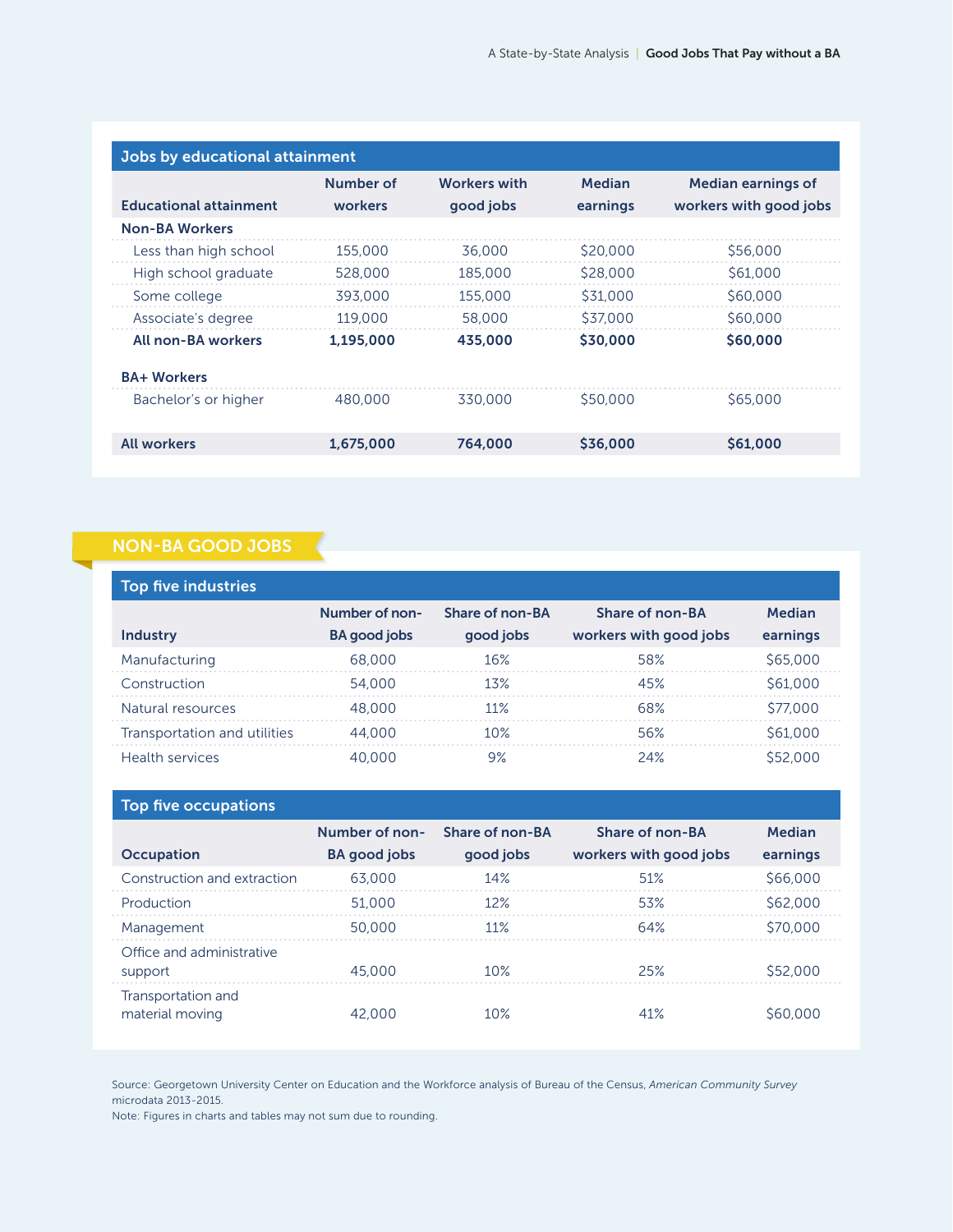### Jobs by educational attainment

| Educational attainment | Number of workers | Workers with good jobs | Median earnings | Median earnings of workers with good jobs |
|---|---|---|---|---|
| **Non-BA Workers** | | | | |
| Less than high school | 155,000 | 36,000 | $20,000 | $56,000 |
| High school graduate | 528,000 | 185,000 | $28,000 | $61,000 |
| Some college | 393,000 | 155,000 | $31,000 | $60,000 |
| Associate's degree | 119,000 | 58,000 | $37,000 | $60,000 |
| **All non-BA workers** | **1,195,000** | **435,000** | **$30,000** | **$60,000** |
| **BA+ Workers** | | | | |
| Bachelor's or higher | 480,000 | 330,000 | $50,000 | $65,000 |
| **All workers** | **1,675,000** | **764,000** | **$36,000** | **$61,000** |

## NON-BA GOOD JOBS

### Top five industries

| Industry | Number of non-BA good jobs | Share of non-BA good jobs | Share of non-BA workers with good jobs | Median earnings |
|---|---|---|---|---|
| Manufacturing | 68,000 | 16% | 58% | $65,000 |
| Construction | 54,000 | 13% | 45% | $61,000 |
| Natural resources | 48,000 | 11% | 68% | $77,000 |
| Transportation and utilities | 44,000 | 10% | 56% | $61,000 |
| Health services | 40,000 | 9% | 24% | $52,000 |

### Top five occupations

| Occupation | Number of non-BA good jobs | Share of non-BA good jobs | Share of non-BA workers with good jobs | Median earnings |
|---|---|---|---|---|
| Construction and extraction | 63,000 | 14% | 51% | $66,000 |
| Production | 51,000 | 12% | 53% | $62,000 |
| Management | 50,000 | 11% | 64% | $70,000 |
| Office and administrative support | 45,000 | 10% | 25% | $52,000 |
| Transportation and material moving | 42,000 | 10% | 41% | $60,000 |

Source: Georgetown University Center on Education and the Workforce analysis of Bureau of the Census, *American Community Survey* microdata 2013-2015.
Note: Figures in charts and tables may not sum due to rounding.